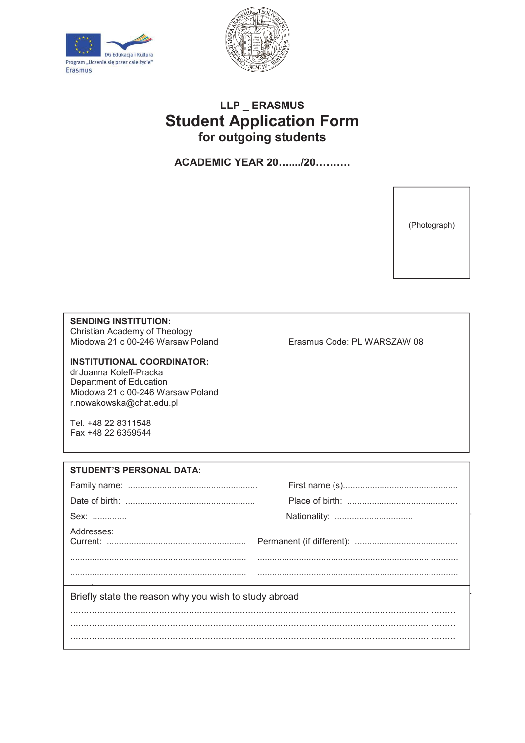DG Edukacja i Kultura
Program „Uczenie się przez całe życie"
Erasmus

# LLP _ ERASMUS

# Student Application Form

## for outgoing students

**ACADEMIC YEAR 20……./20……….**

(Photograph)

**SENDING INSTITUTION:**
Christian Academy of Theology
Miodowa 21 c 00-246 Warsaw Poland

Erasmus Code: PL WARSZAW 08

**INSTITUTIONAL COORDINATOR:**
dr Joanna Koleff-Pracka
Department of Education
Miodowa 21 c 00-246 Warsaw Poland
r.nowakowska@chat.edu.pl

Tel. +48 22 8311548
Fax +48 22 6359544

**STUDENT'S PERSONAL DATA:**

Family name: ....................................................

First name (s)..............................................

Date of birth: ....................................................

Place of birth: ............................................

Sex: .............

Nationality: ................................

Addresses:
Current: ........................................................
.......................................................................
.......................................................................

Permanent (if different): .........................................
...............................................................................
...............................................................................

Briefly state the reason why you wish to study abroad

..............................................................................................................................
..............................................................................................................................
..............................................................................................................................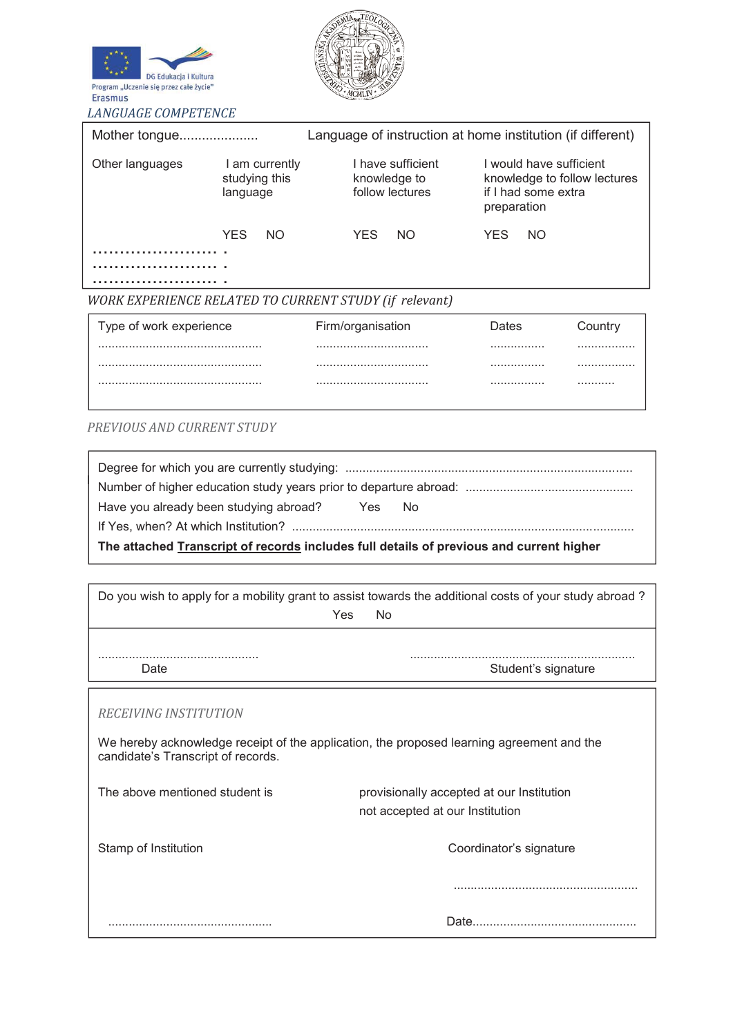Program „Uczenie się przez całe życie"
Erasmus

DG Edukacja i Kultura

*LANGUAGE COMPETENCE*

| Mother tongue..................... | | Language of instruction at home institution (if different) | |
|---|---|---|---|
| Other languages | I am currently studying this language | I have sufficient knowledge to follow lectures | I would have sufficient knowledge to follow lectures if I had some extra preparation |
| | YES NO | YES NO | YES NO |
| ........................ | | | |
| ........................ | | | |
| ........................ | | | |

*WORK EXPERIENCE RELATED TO CURRENT STUDY (if relevant)*

| Type of work experience | Firm/organisation | Dates | Country |
|---|---|---|---|
| ................................................ | ................................. | ................ | ................. |
| ................................................ | ................................. | ................ | ................. |
| ................................................ | ................................. | ................ | ........... |

*PREVIOUS AND CURRENT STUDY*

Degree for which you are currently studying: ..................................................................................

Number of higher education study years prior to departure abroad: ................................................

Have you already been studying abroad? Yes No

If Yes, when? At which Institution? ...................................................................................................

**The attached Transcript of records includes full details of previous and current higher**

Do you wish to apply for a mobility grant to assist towards the additional costs of your study abroad ?

Yes No

............................................... Date

.................................................................. Student's signature

*RECEIVING INSTITUTION*

We hereby acknowledge receipt of the application, the proposed learning agreement and the candidate's Transcript of records.

The above mentioned student is

provisionally accepted at our Institution

not accepted at our Institution

Stamp of Institution

Coordinator's signature

......................................................

...............................................

Date...............................................